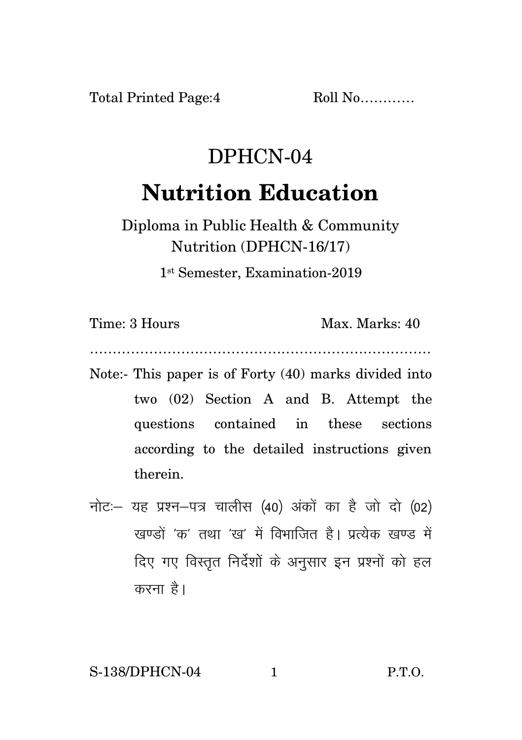Total Printed Page:4 Roll No…………

# DPHCN-04

# Nutrition Education

Diploma in Public Health & Community Nutrition (DPHCN-16/17)

1st Semester, Examination-2019

Time: 3 Hours Max. Marks: 40

…………………………………………………………………

Note:- This paper is of Forty (40) marks divided into two (02) Section A and B. Attempt the questions contained in these sections according to the detailed instructions given therein.

नोटः– यह प्रश्न–पत्र चालीस (40) अंकों का है जो दो (02) खण्डों 'क' तथा 'ख' में विभाजित है। प्रत्येक खण्ड में दिए गए विस्तृत निर्देशों के अनुसार इन प्रश्नों को हल करना है।

S-138/DPHCN-04 P.T.O.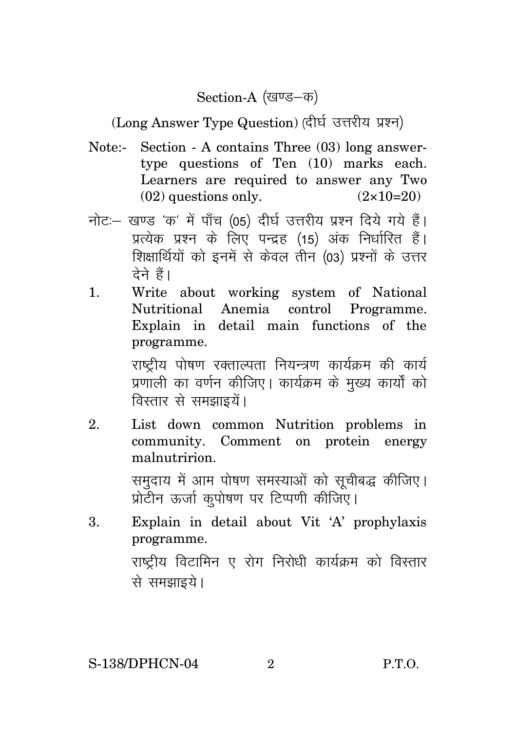## Section-A (खण्ड–क)

### (Long Answer Type Question) (दीर्घ उत्तरीय प्रश्न)

Note:- Section - A contains Three (03) long answer-type questions of Ten (10) marks each. Learners are required to answer any Two (02) questions only. $(2\times10=20)$

नोटः– खण्ड 'क' में पाँच (05) दीर्घ उत्तरीय प्रश्न दिये गये हैं। प्रत्येक प्रश्न के लिए पन्द्रह (15) अंक निर्धारित हैं। शिक्षार्थियों को इनमें से केवल तीन (03) प्रश्नों के उत्तर देने हैं।

1. Write about working system of National Nutritional Anemia control Programme. Explain in detail main functions of the programme.

   राष्ट्रीय पोषण रक्ताल्पता नियन्त्रण कार्यक्रम की कार्य प्रणाली का वर्णन कीजिए। कार्यक्रम के मुख्य कार्यों को विस्तार से समझाइयें।

2. List down common Nutrition problems in community. Comment on protein energy malnutririon.

   समुदाय में आम पोषण समस्याओं को सूचीबद्ध कीजिए। प्रोटीन ऊर्जा कुपोषण पर टिप्पणी कीजिए।

3. Explain in detail about Vit 'A' prophylaxis programme.

   राष्ट्रीय विटामिन ए रोग निरोधी कार्यक्रम को विस्तार से समझाइये।

S-138/DPHCN-04 P.T.O.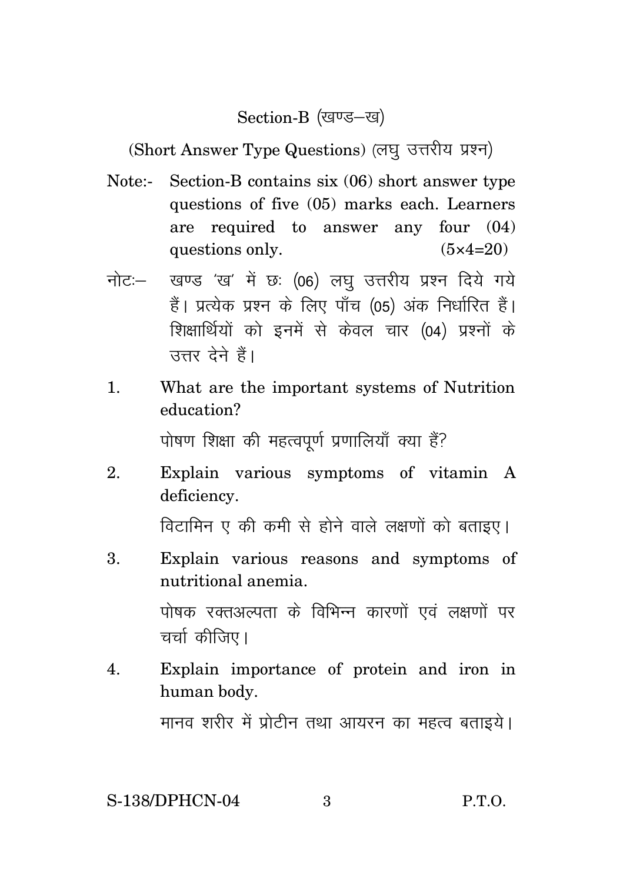## Section-B (खण्ड–ख)

(Short Answer Type Questions) (लघु उत्तरीय प्रश्न)

Note:- Section-B contains six (06) short answer type questions of five (05) marks each. Learners are required to answer any four (04) questions only. (5×4=20)

नोट:– खण्ड 'ख' में छः (06) लघु उत्तरीय प्रश्न दिये गये हैं। प्रत्येक प्रश्न के लिए पाँच (05) अंक निर्धारित हैं। शिक्षार्थियों को इनमें से केवल चार (04) प्रश्नों के उत्तर देने हैं।

1. What are the important systems of Nutrition education?

   पोषण शिक्षा की महत्वपूर्ण प्रणालियाँ क्या हैं?

2. Explain various symptoms of vitamin A deficiency.

   विटामिन ए की कमी से होने वाले लक्षणों को बताइए।

3. Explain various reasons and symptoms of nutritional anemia.

   पोषक रक्तअल्पता के विभिन्न कारणों एवं लक्षणों पर चर्चा कीजिए।

4. Explain importance of protein and iron in human body.

   मानव शरीर में प्रोटीन तथा आयरन का महत्व बताइये।

S-138/DPHCN-04 P.T.O.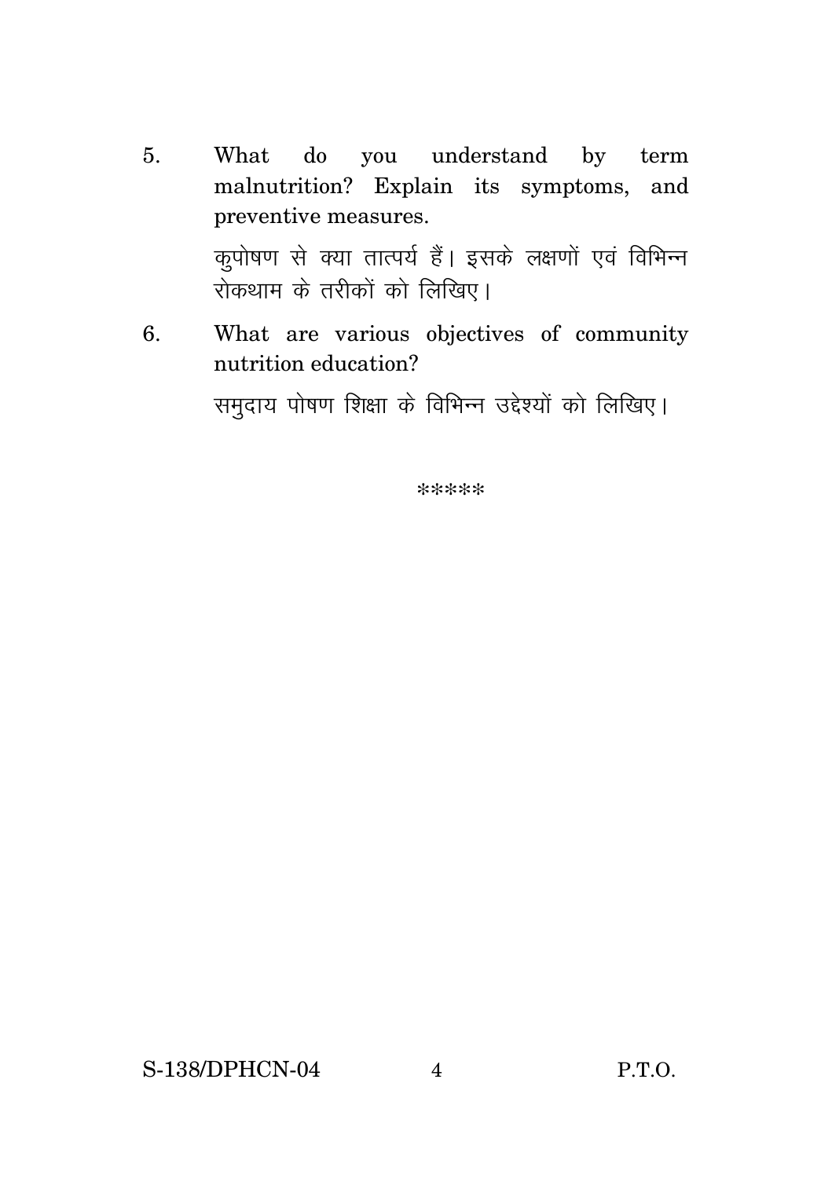5. What do you understand by term malnutrition? Explain its symptoms, and preventive measures.

   कुपोषण से क्या तात्पर्य हैं। इसके लक्षणों एवं विभिन्न रोकथाम के तरीकों को लिखिए।

6. What are various objectives of community nutrition education?

   समुदाय पोषण शिक्षा के विभिन्न उद्देश्यों को लिखिए।

*****